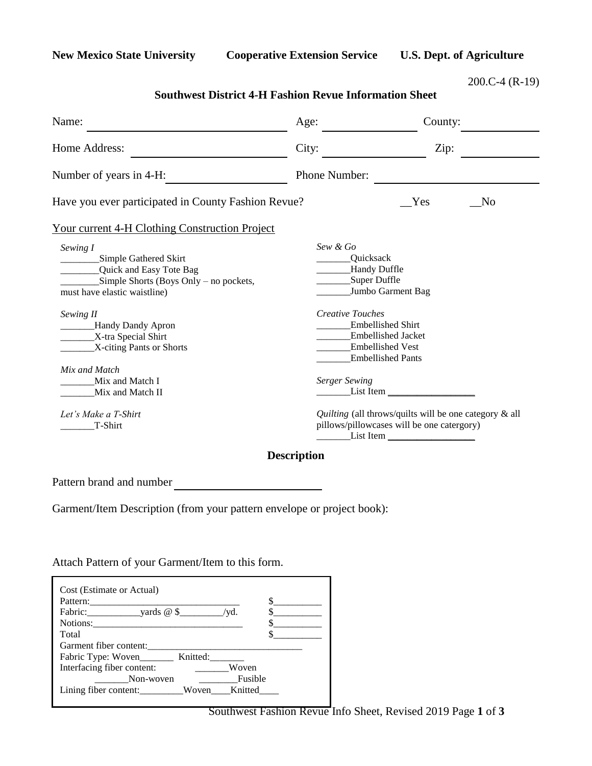**New Mexico State University** **Cooperative Extension Service** **U.S. Dept. of Agriculture**

200.C-4 (R-19)

## Southwest District 4-H Fashion Revue Information Sheet

Name: ______________________________ Age: ____________ County: ____________

Home Address: ______________________________ City: ____________ Zip: ____________

Number of years in 4-H: ____________ Phone Number: ______________________________

Have you ever participated in County Fashion Revue? __Yes __No

Your current 4-H Clothing Construction Project

*Sewing I*
________Simple Gathered Skirt
________Quick and Easy Tote Bag
________Simple Shorts (Boys Only – no pockets, must have elastic waistline)

*Sewing II*
_______Handy Dandy Apron
_______X-tra Special Shirt
_______X-citing Pants or Shorts

*Mix and Match*
_______Mix and Match I
_______Mix and Match II

*Let's Make a T-Shirt*
_______T-Shirt

*Sew & Go*
_______Quicksack
_______Handy Duffle
_______Super Duffle
_______Jumbo Garment Bag

*Creative Touches*
_______Embellished Shirt
_______Embellished Jacket
_______Embellished Vest
_______Embellished Pants

*Serger Sewing*
_______List Item _________________

*Quilting* (all throws/quilts will be one category & all pillows/pillowcases will be one catergory)
_______List Item _________________

### Description

Pattern brand and number ________________________

Garment/Item Description (from your pattern envelope or project book):

Attach Pattern of your Garment/Item to this form.

Cost (Estimate or Actual)
Pattern:______________________________ $__________
Fabric:___________yards @ $_________/yd. $__________
Notions:______________________________ $__________
Total $__________
Garment fiber content:________________________________
Fabric Type: Woven_______ Knitted:_______
Interfacing fiber content: _______Woven
_______Non-woven ________Fusible
Lining fiber content:_________Woven____Knitted____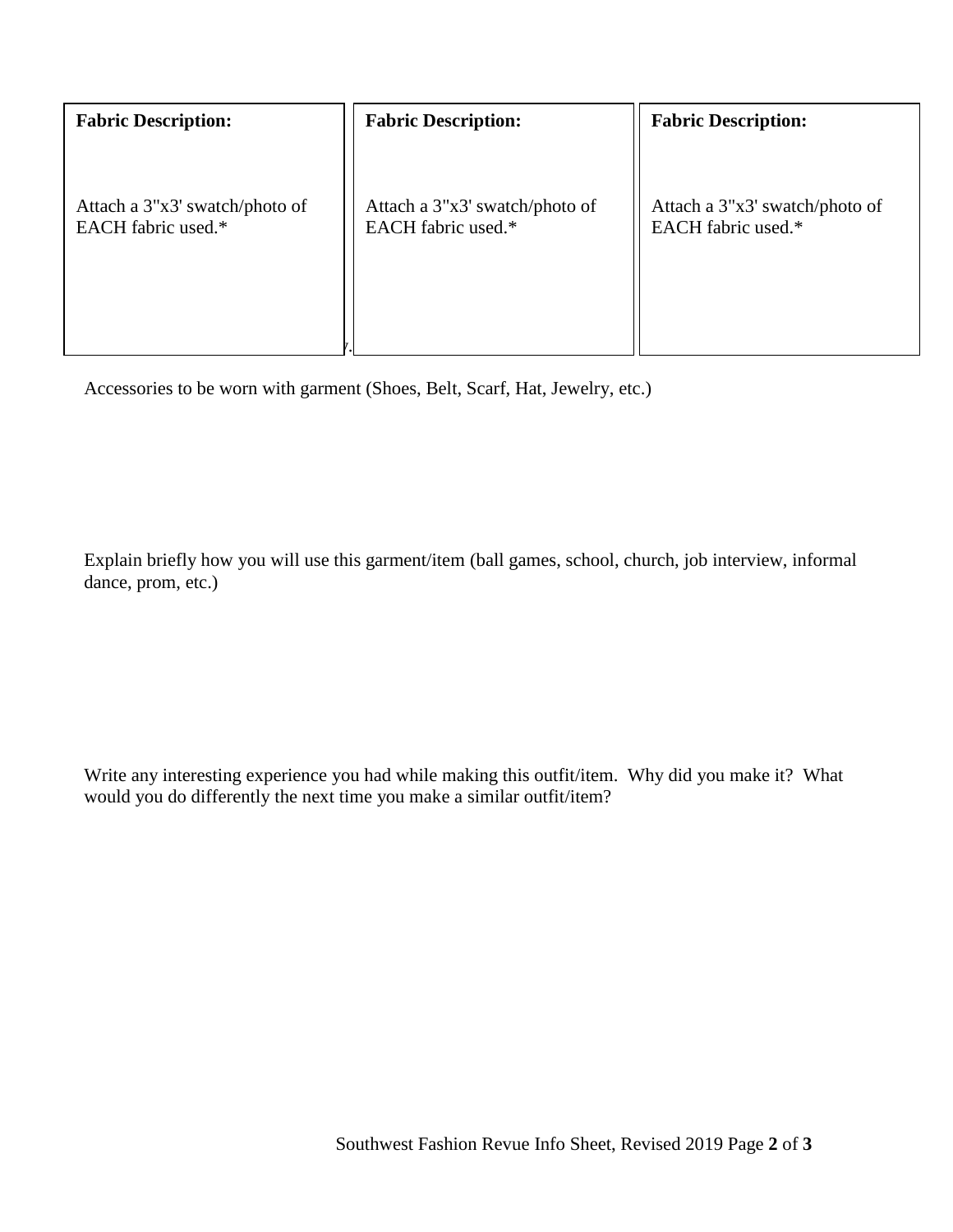| **Fabric Description:**<br><br>Attach a 3"x3' swatch/photo of EACH fabric used.* | **Fabric Description:**<br><br>Attach a 3"x3' swatch/photo of EACH fabric used.* | **Fabric Description:**<br><br>Attach a 3"x3' swatch/photo of EACH fabric used.* |
|---|---|---|

Accessories to be worn with garment (Shoes, Belt, Scarf, Hat, Jewelry, etc.)

Explain briefly how you will use this garment/item (ball games, school, church, job interview, informal dance, prom, etc.)

Write any interesting experience you had while making this outfit/item. Why did you make it? What would you do differently the next time you make a similar outfit/item?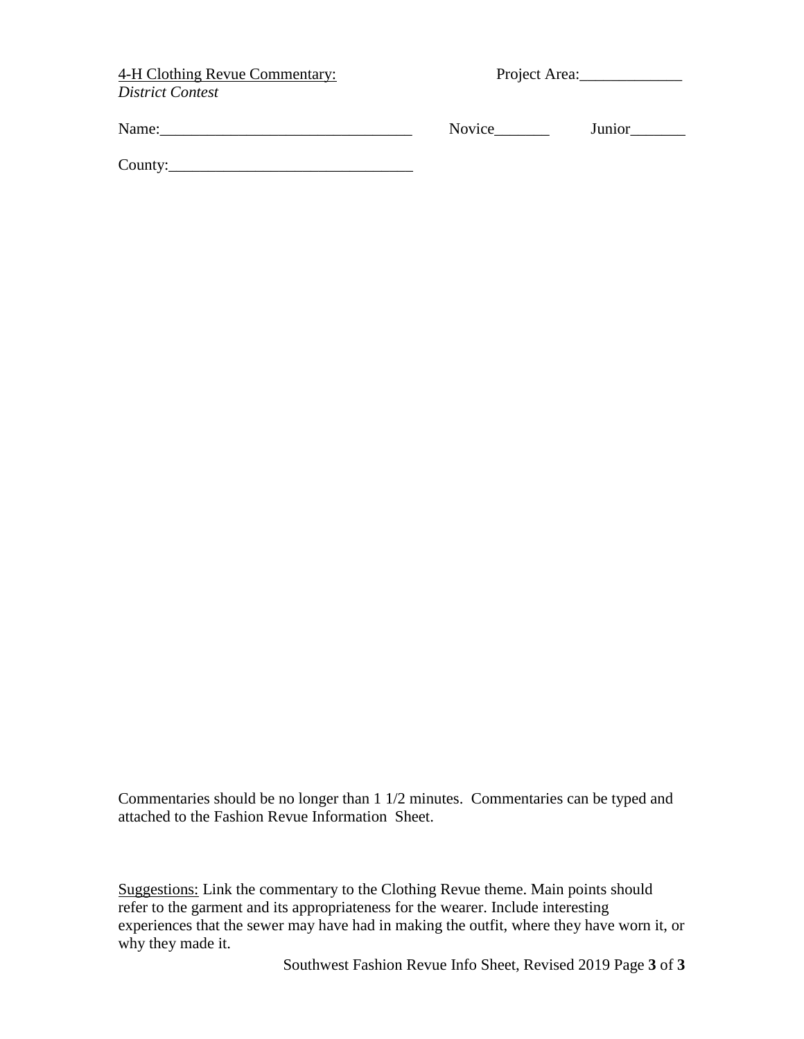4-H Clothing Revue Commentary:
*District Contest*

Project Area:_____________

Name:________________________________ Novice_______ Junior_______

County:_______________________________

Commentaries should be no longer than 1 1/2 minutes. Commentaries can be typed and attached to the Fashion Revue Information Sheet.

Suggestions: Link the commentary to the Clothing Revue theme. Main points should refer to the garment and its appropriateness for the wearer. Include interesting experiences that the sewer may have had in making the outfit, where they have worn it, or why they made it.